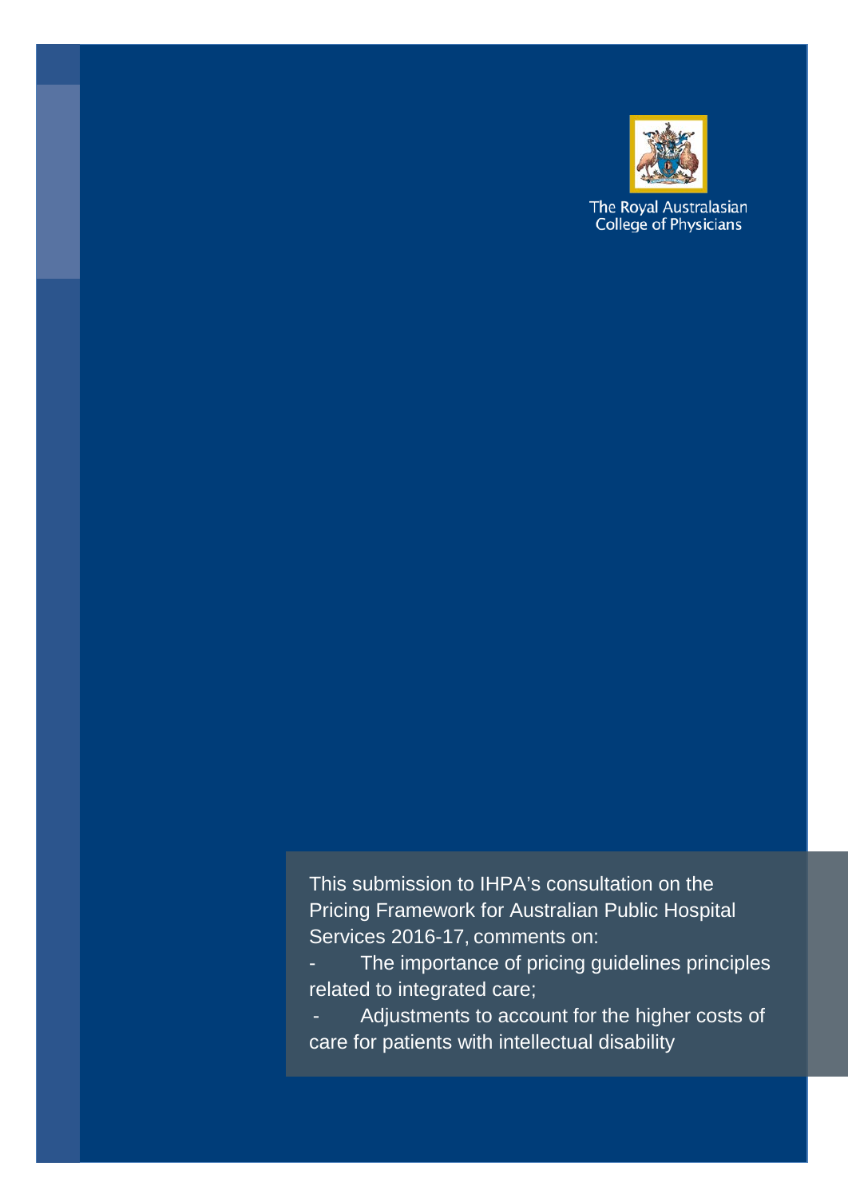The Royal Australasian College of Physicians

This submission to IHPA's consultation on the Pricing Framework for Australian Public Hospital Services 2016-17, comments on:

- The importance of pricing guidelines principles related to integrated care;
- Adjustments to account for the higher costs of care for patients with intellectual disability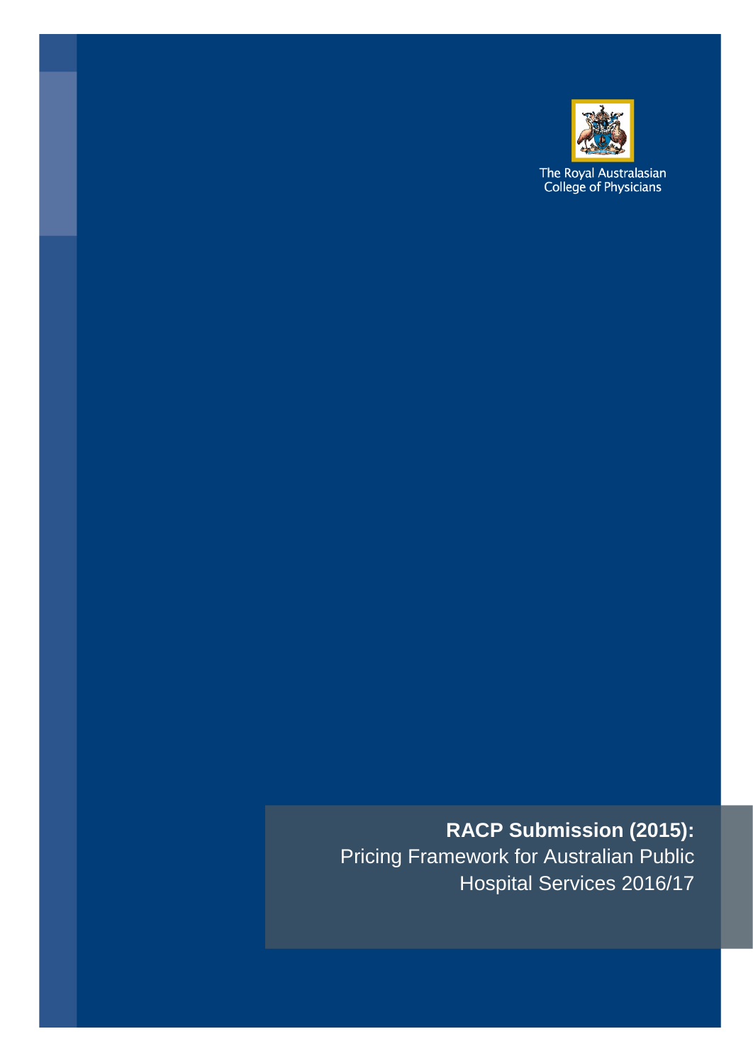The Royal Australasian College of Physicians

**RACP Submission (2015):**
Pricing Framework for Australian Public Hospital Services 2016/17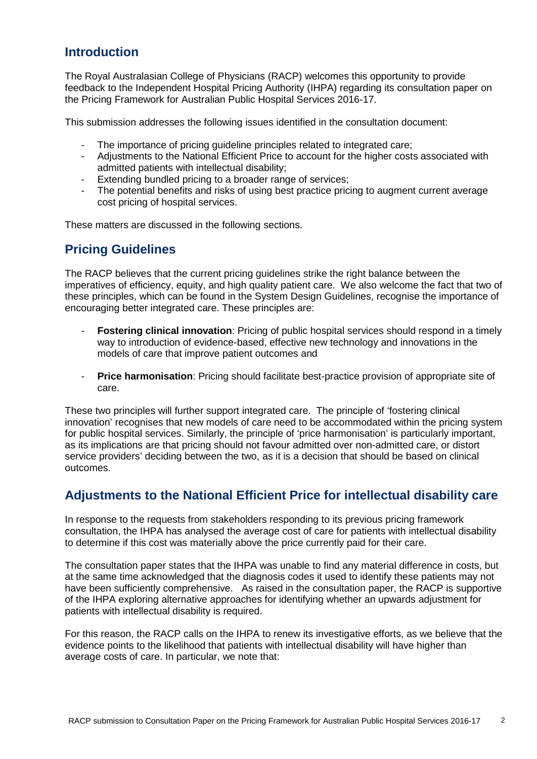## Introduction

The Royal Australasian College of Physicians (RACP) welcomes this opportunity to provide feedback to the Independent Hospital Pricing Authority (IHPA) regarding its consultation paper on the Pricing Framework for Australian Public Hospital Services 2016-17.

This submission addresses the following issues identified in the consultation document:

- The importance of pricing guideline principles related to integrated care;
- Adjustments to the National Efficient Price to account for the higher costs associated with admitted patients with intellectual disability;
- Extending bundled pricing to a broader range of services;
- The potential benefits and risks of using best practice pricing to augment current average cost pricing of hospital services.

These matters are discussed in the following sections.

## Pricing Guidelines

The RACP believes that the current pricing guidelines strike the right balance between the imperatives of efficiency, equity, and high quality patient care. We also welcome the fact that two of these principles, which can be found in the System Design Guidelines, recognise the importance of encouraging better integrated care. These principles are:

- **Fostering clinical innovation**: Pricing of public hospital services should respond in a timely way to introduction of evidence-based, effective new technology and innovations in the models of care that improve patient outcomes and

- **Price harmonisation**: Pricing should facilitate best-practice provision of appropriate site of care.

These two principles will further support integrated care. The principle of 'fostering clinical innovation' recognises that new models of care need to be accommodated within the pricing system for public hospital services. Similarly, the principle of 'price harmonisation' is particularly important, as its implications are that pricing should not favour admitted over non-admitted care, or distort service providers' deciding between the two, as it is a decision that should be based on clinical outcomes.

## Adjustments to the National Efficient Price for intellectual disability care

In response to the requests from stakeholders responding to its previous pricing framework consultation, the IHPA has analysed the average cost of care for patients with intellectual disability to determine if this cost was materially above the price currently paid for their care.

The consultation paper states that the IHPA was unable to find any material difference in costs, but at the same time acknowledged that the diagnosis codes it used to identify these patients may not have been sufficiently comprehensive. As raised in the consultation paper, the RACP is supportive of the IHPA exploring alternative approaches for identifying whether an upwards adjustment for patients with intellectual disability is required.

For this reason, the RACP calls on the IHPA to renew its investigative efforts, as we believe that the evidence points to the likelihood that patients with intellectual disability will have higher than average costs of care. In particular, we note that: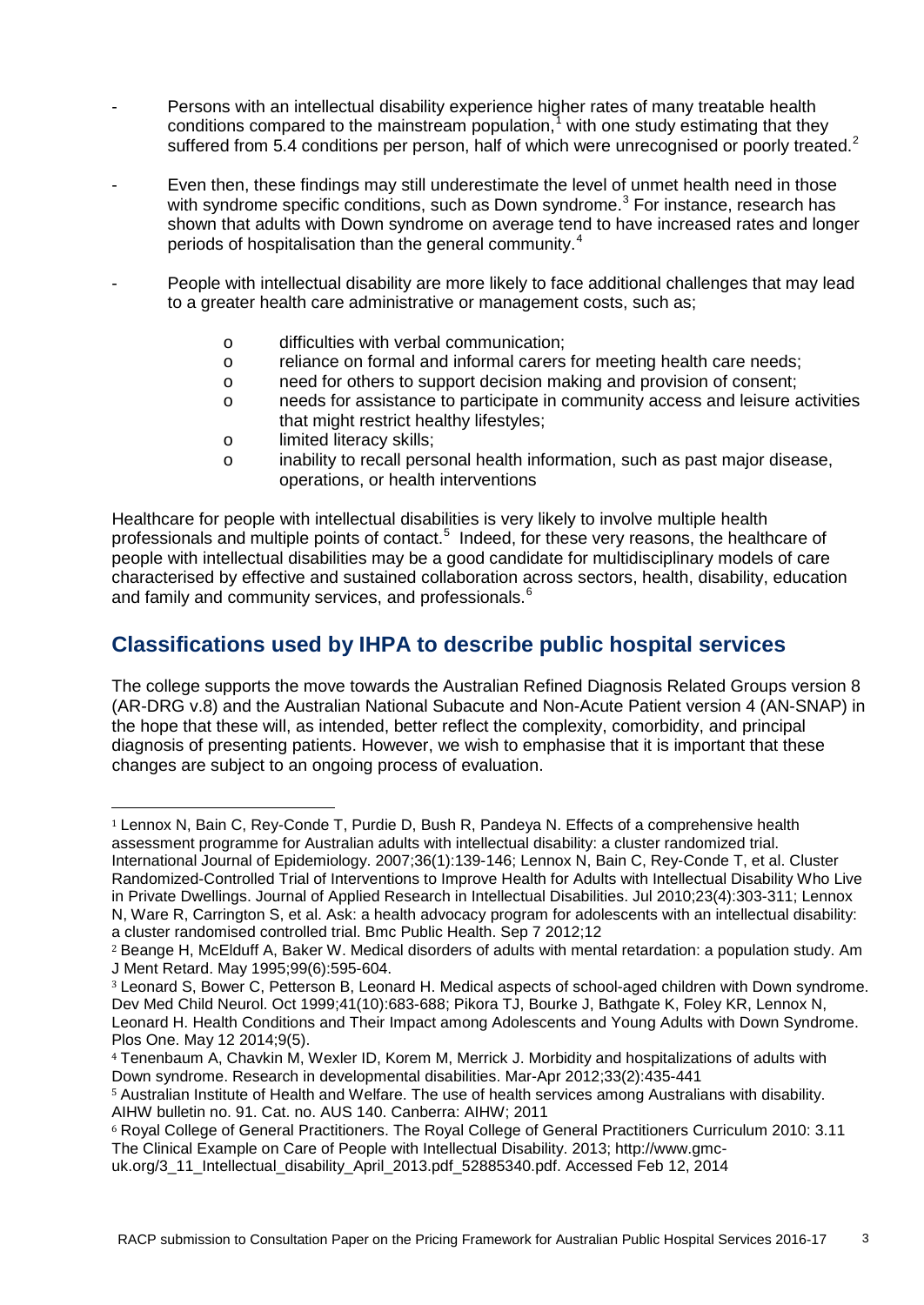- Persons with an intellectual disability experience higher rates of many treatable health conditions compared to the mainstream population,[1] with one study estimating that they suffered from 5.4 conditions per person, half of which were unrecognised or poorly treated.[2]

- Even then, these findings may still underestimate the level of unmet health need in those with syndrome specific conditions, such as Down syndrome.[3] For instance, research has shown that adults with Down syndrome on average tend to have increased rates and longer periods of hospitalisation than the general community.[4]

- People with intellectual disability are more likely to face additional challenges that may lead to a greater health care administrative or management costs, such as;

  - difficulties with verbal communication;
  - reliance on formal and informal carers for meeting health care needs;
  - need for others to support decision making and provision of consent;
  - needs for assistance to participate in community access and leisure activities that might restrict healthy lifestyles;
  - limited literacy skills;
  - inability to recall personal health information, such as past major disease, operations, or health interventions

Healthcare for people with intellectual disabilities is very likely to involve multiple health professionals and multiple points of contact.[5] Indeed, for these very reasons, the healthcare of people with intellectual disabilities may be a good candidate for multidisciplinary models of care characterised by effective and sustained collaboration across sectors, health, disability, education and family and community services, and professionals.[6]

## Classifications used by IHPA to describe public hospital services

The college supports the move towards the Australian Refined Diagnosis Related Groups version 8 (AR-DRG v.8) and the Australian National Subacute and Non-Acute Patient version 4 (AN-SNAP) in the hope that these will, as intended, better reflect the complexity, comorbidity, and principal diagnosis of presenting patients. However, we wish to emphasise that it is important that these changes are subject to an ongoing process of evaluation.

---

[1] Lennox N, Bain C, Rey-Conde T, Purdie D, Bush R, Pandeya N. Effects of a comprehensive health assessment programme for Australian adults with intellectual disability: a cluster randomized trial. International Journal of Epidemiology. 2007;36(1):139-146; Lennox N, Bain C, Rey-Conde T, et al. Cluster Randomized-Controlled Trial of Interventions to Improve Health for Adults with Intellectual Disability Who Live in Private Dwellings. Journal of Applied Research in Intellectual Disabilities. Jul 2010;23(4):303-311; Lennox N, Ware R, Carrington S, et al. Ask: a health advocacy program for adolescents with an intellectual disability: a cluster randomised controlled trial. Bmc Public Health. Sep 7 2012;12

[2] Beange H, McElduff A, Baker W. Medical disorders of adults with mental retardation: a population study. Am J Ment Retard. May 1995;99(6):595-604.

[3] Leonard S, Bower C, Petterson B, Leonard H. Medical aspects of school-aged children with Down syndrome. Dev Med Child Neurol. Oct 1999;41(10):683-688; Pikora TJ, Bourke J, Bathgate K, Foley KR, Lennox N, Leonard H. Health Conditions and Their Impact among Adolescents and Young Adults with Down Syndrome. Plos One. May 12 2014;9(5).

[4] Tenenbaum A, Chavkin M, Wexler ID, Korem M, Merrick J. Morbidity and hospitalizations of adults with Down syndrome. Research in developmental disabilities. Mar-Apr 2012;33(2):435-441

[5] Australian Institute of Health and Welfare. The use of health services among Australians with disability. AIHW bulletin no. 91. Cat. no. AUS 140. Canberra: AIHW; 2011

[6] Royal College of General Practitioners. The Royal College of General Practitioners Curriculum 2010: 3.11 The Clinical Example on Care of People with Intellectual Disability. 2013; http://www.gmc-uk.org/3_11_Intellectual_disability_April_2013.pdf_52885340.pdf. Accessed Feb 12, 2014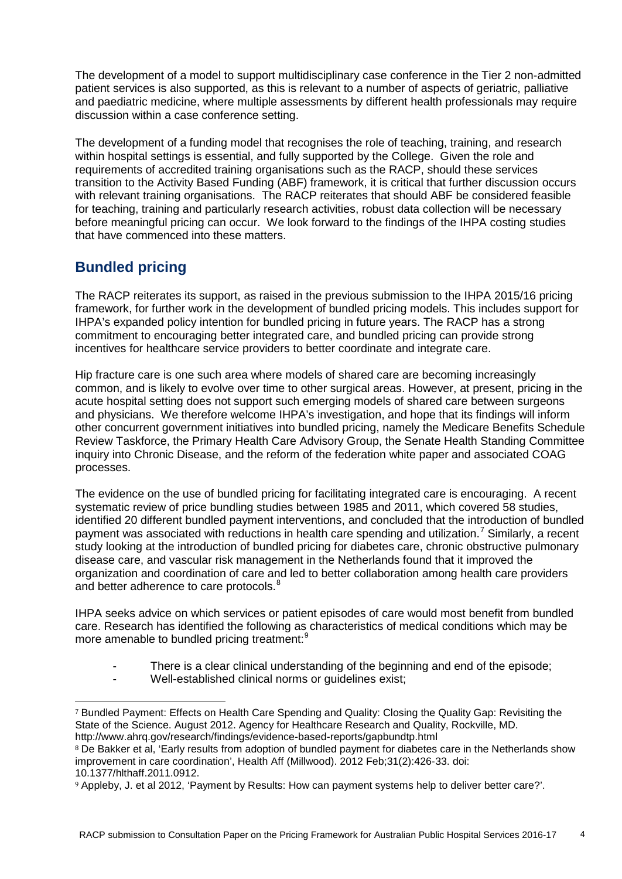The development of a model to support multidisciplinary case conference in the Tier 2 non-admitted patient services is also supported, as this is relevant to a number of aspects of geriatric, palliative and paediatric medicine, where multiple assessments by different health professionals may require discussion within a case conference setting.

The development of a funding model that recognises the role of teaching, training, and research within hospital settings is essential, and fully supported by the College. Given the role and requirements of accredited training organisations such as the RACP, should these services transition to the Activity Based Funding (ABF) framework, it is critical that further discussion occurs with relevant training organisations. The RACP reiterates that should ABF be considered feasible for teaching, training and particularly research activities, robust data collection will be necessary before meaningful pricing can occur. We look forward to the findings of the IHPA costing studies that have commenced into these matters.

## Bundled pricing

The RACP reiterates its support, as raised in the previous submission to the IHPA 2015/16 pricing framework, for further work in the development of bundled pricing models. This includes support for IHPA's expanded policy intention for bundled pricing in future years. The RACP has a strong commitment to encouraging better integrated care, and bundled pricing can provide strong incentives for healthcare service providers to better coordinate and integrate care.

Hip fracture care is one such area where models of shared care are becoming increasingly common, and is likely to evolve over time to other surgical areas. However, at present, pricing in the acute hospital setting does not support such emerging models of shared care between surgeons and physicians. We therefore welcome IHPA's investigation, and hope that its findings will inform other concurrent government initiatives into bundled pricing, namely the Medicare Benefits Schedule Review Taskforce, the Primary Health Care Advisory Group, the Senate Health Standing Committee inquiry into Chronic Disease, and the reform of the federation white paper and associated COAG processes.

The evidence on the use of bundled pricing for facilitating integrated care is encouraging. A recent systematic review of price bundling studies between 1985 and 2011, which covered 58 studies, identified 20 different bundled payment interventions, and concluded that the introduction of bundled payment was associated with reductions in health care spending and utilization.[7] Similarly, a recent study looking at the introduction of bundled pricing for diabetes care, chronic obstructive pulmonary disease care, and vascular risk management in the Netherlands found that it improved the organization and coordination of care and led to better collaboration among health care providers and better adherence to care protocols.[8]

IHPA seeks advice on which services or patient episodes of care would most benefit from bundled care. Research has identified the following as characteristics of medical conditions which may be more amenable to bundled pricing treatment:[9]

- There is a clear clinical understanding of the beginning and end of the episode;
- Well-established clinical norms or guidelines exist;

[7] Bundled Payment: Effects on Health Care Spending and Quality: Closing the Quality Gap: Revisiting the State of the Science. August 2012. Agency for Healthcare Research and Quality, Rockville, MD. http://www.ahrq.gov/research/findings/evidence-based-reports/gapbundtp.html

[8] De Bakker et al, 'Early results from adoption of bundled payment for diabetes care in the Netherlands show improvement in care coordination', Health Aff (Millwood). 2012 Feb;31(2):426-33. doi: 10.1377/hlthaff.2011.0912.

[9] Appleby, J. et al 2012, 'Payment by Results: How can payment systems help to deliver better care?'.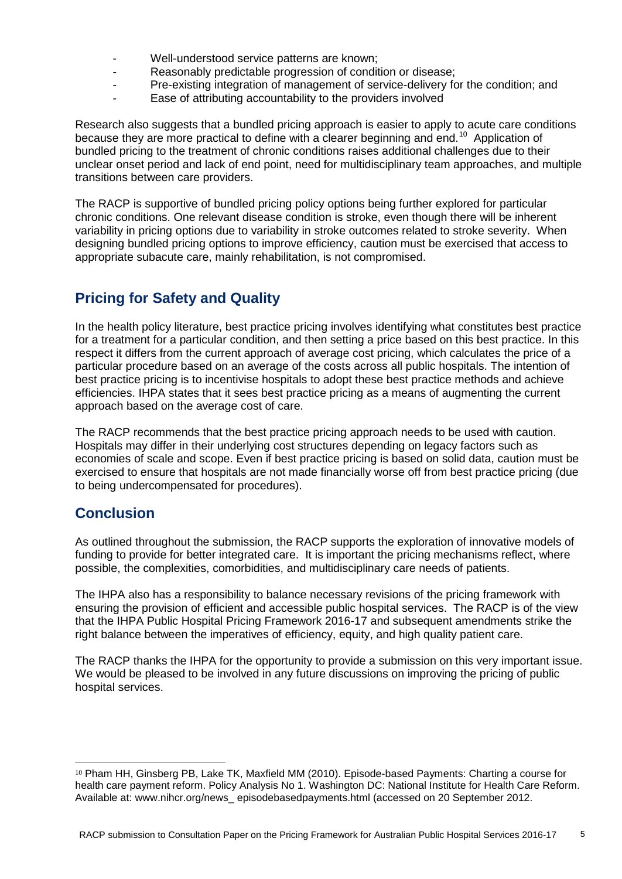- Well-understood service patterns are known;
- Reasonably predictable progression of condition or disease;
- Pre-existing integration of management of service-delivery for the condition; and
- Ease of attributing accountability to the providers involved

Research also suggests that a bundled pricing approach is easier to apply to acute care conditions because they are more practical to define with a clearer beginning and end.[10] Application of bundled pricing to the treatment of chronic conditions raises additional challenges due to their unclear onset period and lack of end point, need for multidisciplinary team approaches, and multiple transitions between care providers.

The RACP is supportive of bundled pricing policy options being further explored for particular chronic conditions. One relevant disease condition is stroke, even though there will be inherent variability in pricing options due to variability in stroke outcomes related to stroke severity. When designing bundled pricing options to improve efficiency, caution must be exercised that access to appropriate subacute care, mainly rehabilitation, is not compromised.

## Pricing for Safety and Quality

In the health policy literature, best practice pricing involves identifying what constitutes best practice for a treatment for a particular condition, and then setting a price based on this best practice. In this respect it differs from the current approach of average cost pricing, which calculates the price of a particular procedure based on an average of the costs across all public hospitals. The intention of best practice pricing is to incentivise hospitals to adopt these best practice methods and achieve efficiencies. IHPA states that it sees best practice pricing as a means of augmenting the current approach based on the average cost of care.

The RACP recommends that the best practice pricing approach needs to be used with caution. Hospitals may differ in their underlying cost structures depending on legacy factors such as economies of scale and scope. Even if best practice pricing is based on solid data, caution must be exercised to ensure that hospitals are not made financially worse off from best practice pricing (due to being undercompensated for procedures).

## Conclusion

As outlined throughout the submission, the RACP supports the exploration of innovative models of funding to provide for better integrated care. It is important the pricing mechanisms reflect, where possible, the complexities, comorbidities, and multidisciplinary care needs of patients.

The IHPA also has a responsibility to balance necessary revisions of the pricing framework with ensuring the provision of efficient and accessible public hospital services. The RACP is of the view that the IHPA Public Hospital Pricing Framework 2016-17 and subsequent amendments strike the right balance between the imperatives of efficiency, equity, and high quality patient care.

The RACP thanks the IHPA for the opportunity to provide a submission on this very important issue. We would be pleased to be involved in any future discussions on improving the pricing of public hospital services.

---

[10] Pham HH, Ginsberg PB, Lake TK, Maxfield MM (2010). Episode-based Payments: Charting a course for health care payment reform. Policy Analysis No 1. Washington DC: National Institute for Health Care Reform. Available at: www.nihcr.org/news_ episodebasedpayments.html (accessed on 20 September 2012.